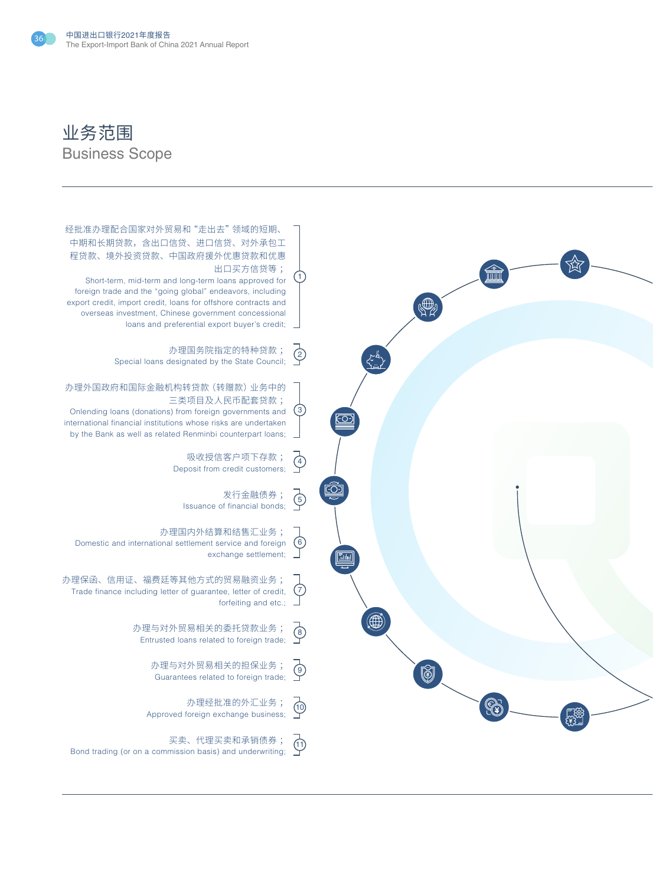# 业务范围
## Business Scope

1. 经批准办理配合国家对外贸易和"走出去"领域的短期、中期和长期贷款，含出口信贷、进口信贷、对外承包工程贷款、境外投资贷款、中国政府援外优惠贷款和优惠出口买方信贷等；
Short-term, mid-term and long-term loans approved for foreign trade and the "going global" endeavors, including export credit, import credit, loans for offshore contracts and overseas investment, Chinese government concessional loans and preferential export buyer's credit;

2. 办理国务院指定的特种贷款；
Special loans designated by the State Council;

3. 办理外国政府和国际金融机构转贷款（转赠款）业务中的三类项目及人民币配套贷款；
Onlending loans (donations) from foreign governments and international financial institutions whose risks are undertaken by the Bank as well as related Renminbi counterpart loans;

4. 吸收授信客户项下存款；
Deposit from credit customers;

5. 发行金融债券；
Issuance of financial bonds;

6. 办理国内外结算和结售汇业务；
Domestic and international settlement service and foreign exchange settlement;

7. 办理保函、信用证、福费廷等其他方式的贸易融资业务；
Trade finance including letter of guarantee, letter of credit, forfeiting and etc.;

8. 办理与对外贸易相关的委托贷款业务；
Entrusted loans related to foreign trade;

9. 办理与对外贸易相关的担保业务；
Guarantees related to foreign trade;

10. 办理经批准的外汇业务；
Approved foreign exchange business;

11. 买卖、代理买卖和承销债券；
Bond trading (or on a commission basis) and underwriting;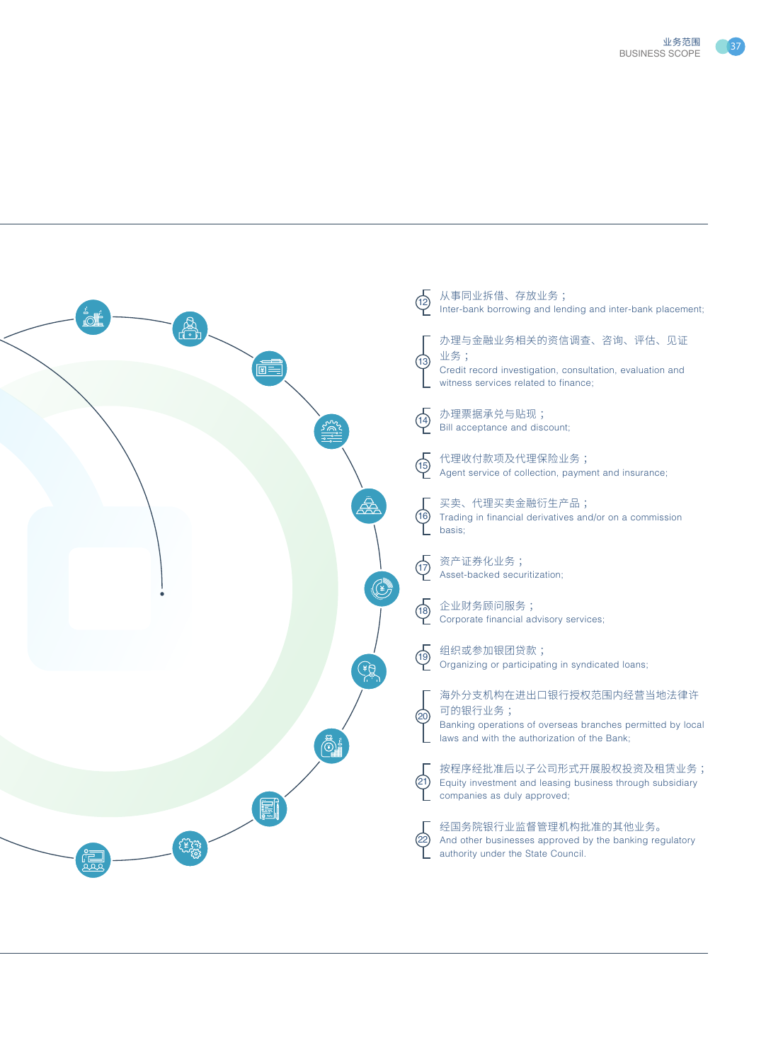12. 从事同业拆借、存放业务；
Inter-bank borrowing and lending and inter-bank placement;

13. 办理与金融业务相关的资信调查、咨询、评估、见证业务；
Credit record investigation, consultation, evaluation and witness services related to finance;

14. 办理票据承兑与贴现；
Bill acceptance and discount;

15. 代理收付款项及代理保险业务；
Agent service of collection, payment and insurance;

16. 买卖、代理买卖金融衍生产品；
Trading in financial derivatives and/or on a commission basis;

17. 资产证券化业务；
Asset-backed securitization;

18. 企业财务顾问服务；
Corporate financial advisory services;

19. 组织或参加银团贷款；
Organizing or participating in syndicated loans;

20. 海外分支机构在进出口银行授权范围内经营当地法律许可的银行业务；
Banking operations of overseas branches permitted by local laws and with the authorization of the Bank;

21. 按程序经批准后以子公司形式开展股权投资及租赁业务；
Equity investment and leasing business through subsidiary companies as duly approved;

22. 经国务院银行业监督管理机构批准的其他业务。
And other businesses approved by the banking regulatory authority under the State Council.